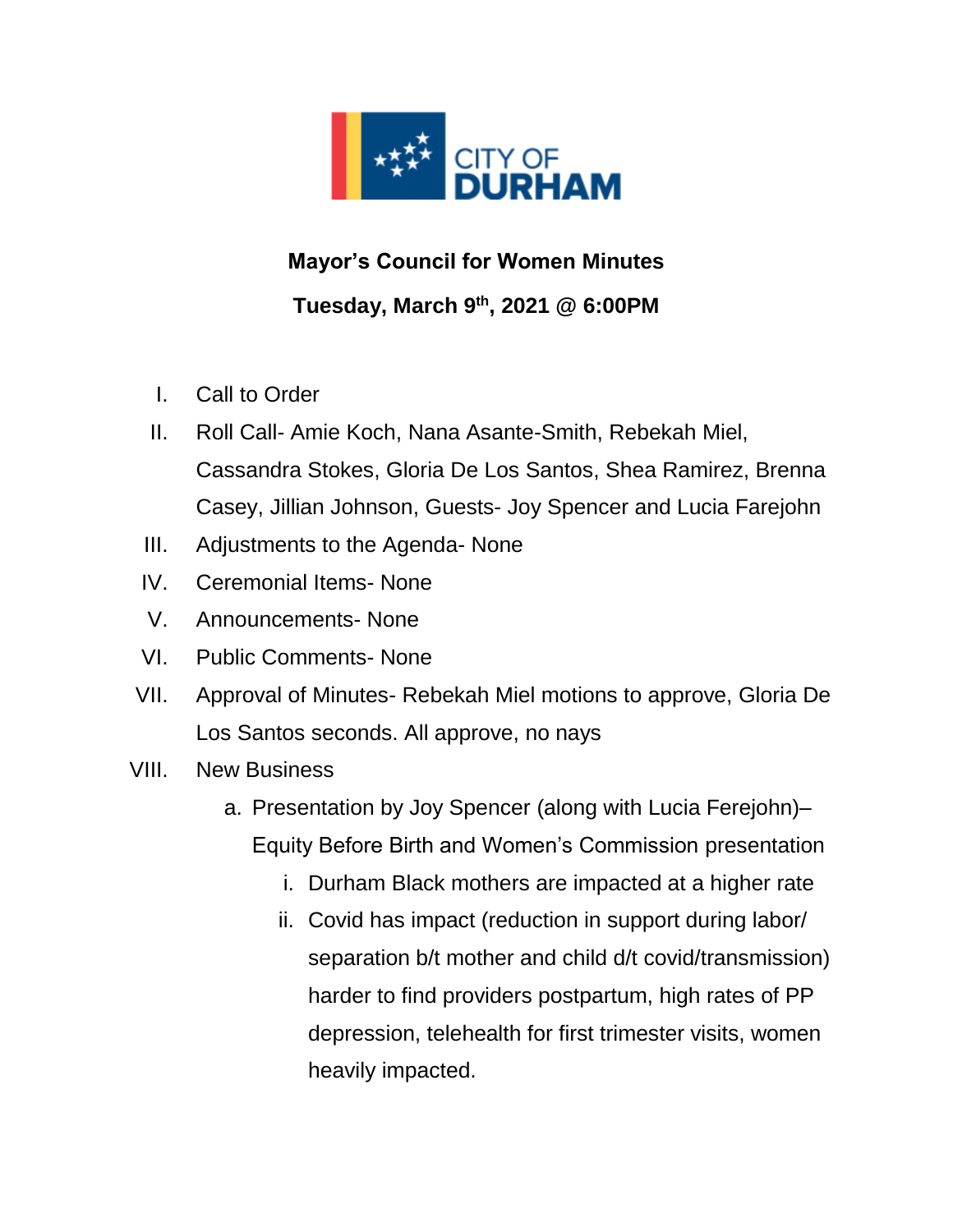CITY OF DURHAM

**Mayor's Council for Women Minutes**

**Tuesday, March 9th, 2021 @ 6:00PM**

I. Call to Order

II. Roll Call- Amie Koch, Nana Asante-Smith, Rebekah Miel, Cassandra Stokes, Gloria De Los Santos, Shea Ramirez, Brenna Casey, Jillian Johnson, Guests- Joy Spencer and Lucia Farejohn

III. Adjustments to the Agenda- None

IV. Ceremonial Items- None

V. Announcements- None

VI. Public Comments- None

VII. Approval of Minutes- Rebekah Miel motions to approve, Gloria De Los Santos seconds. All approve, no nays

VIII. New Business

   a. Presentation by Joy Spencer (along with Lucia Ferejohn)– Equity Before Birth and Women's Commission presentation

      i. Durham Black mothers are impacted at a higher rate

      ii. Covid has impact (reduction in support during labor/ separation b/t mother and child d/t covid/transmission) harder to find providers postpartum, high rates of PP depression, telehealth for first trimester visits, women heavily impacted.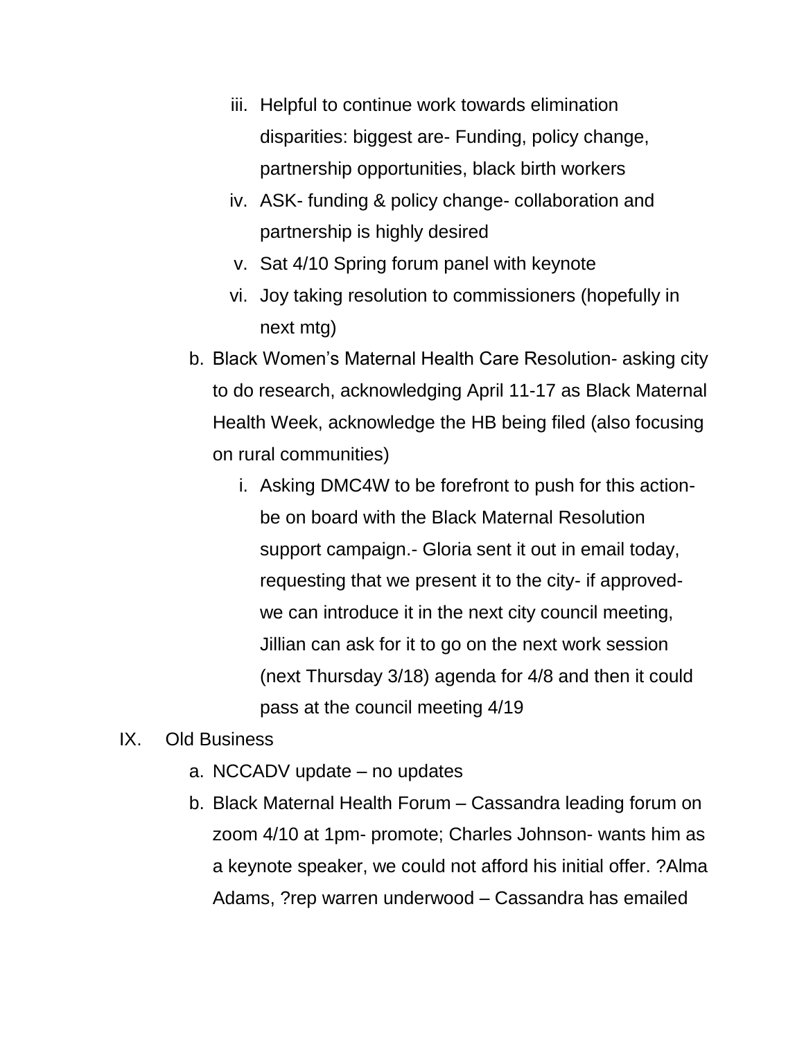iii. Helpful to continue work towards elimination disparities: biggest are- Funding, policy change, partnership opportunities, black birth workers
iv. ASK- funding & policy change- collaboration and partnership is highly desired
v. Sat 4/10 Spring forum panel with keynote
vi. Joy taking resolution to commissioners (hopefully in next mtg)

b. Black Women's Maternal Health Care Resolution- asking city to do research, acknowledging April 11-17 as Black Maternal Health Week, acknowledge the HB being filed (also focusing on rural communities)
   i. Asking DMC4W to be forefront to push for this action- be on board with the Black Maternal Resolution support campaign.- Gloria sent it out in email today, requesting that we present it to the city- if approved- we can introduce it in the next city council meeting, Jillian can ask for it to go on the next work session (next Thursday 3/18) agenda for 4/8 and then it could pass at the council meeting 4/19

IX. Old Business
   a. NCCADV update – no updates
   b. Black Maternal Health Forum – Cassandra leading forum on zoom 4/10 at 1pm- promote; Charles Johnson- wants him as a keynote speaker, we could not afford his initial offer. ?Alma Adams, ?rep warren underwood – Cassandra has emailed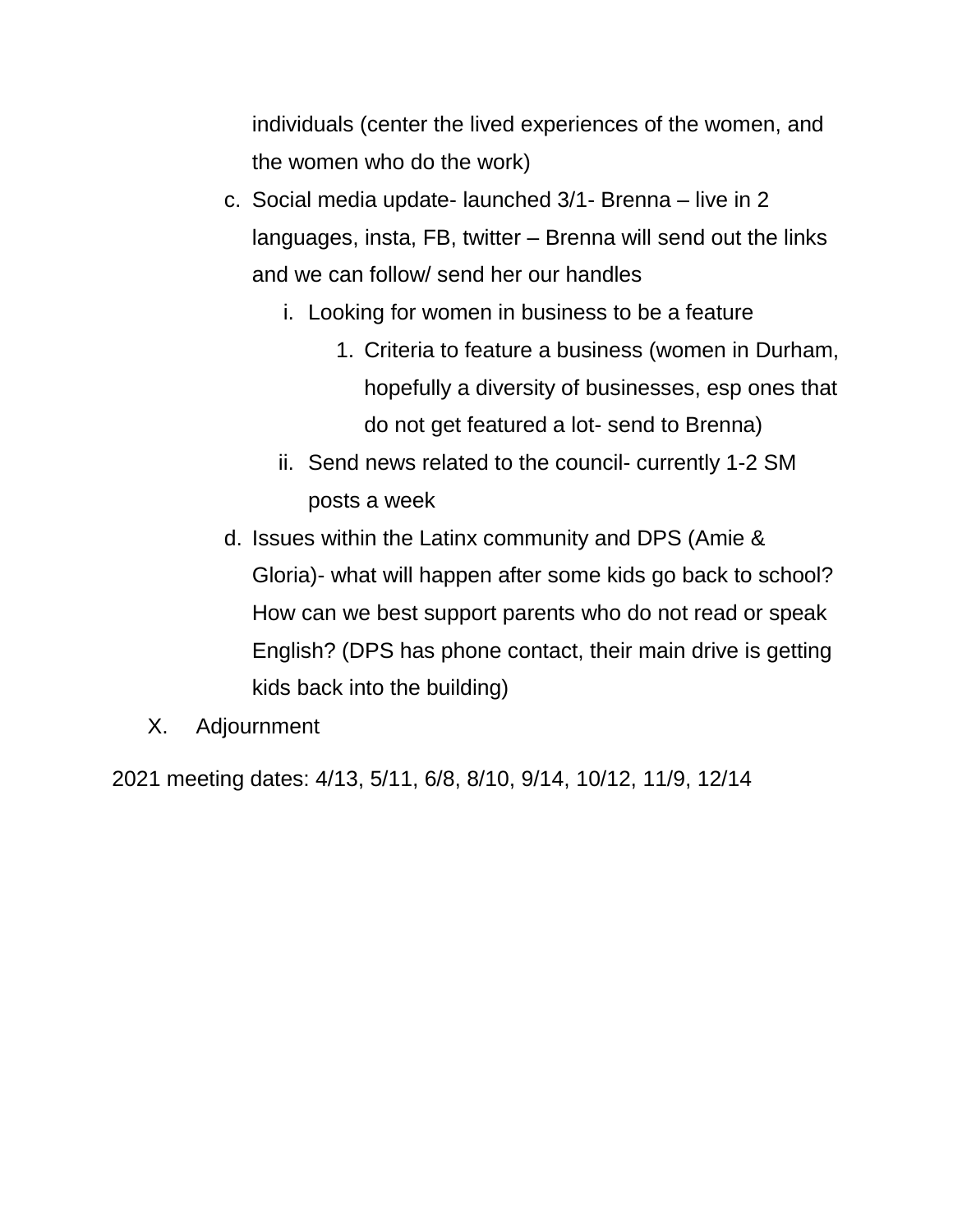individuals (center the lived experiences of the women, and the women who do the work)

c. Social media update- launched 3/1- Brenna – live in 2 languages, insta, FB, twitter – Brenna will send out the links and we can follow/ send her our handles
    i. Looking for women in business to be a feature
        1. Criteria to feature a business (women in Durham, hopefully a diversity of businesses, esp ones that do not get featured a lot- send to Brenna)
    ii. Send news related to the council- currently 1-2 SM posts a week

d. Issues within the Latinx community and DPS (Amie & Gloria)- what will happen after some kids go back to school? How can we best support parents who do not read or speak English? (DPS has phone contact, their main drive is getting kids back into the building)

X. Adjournment

2021 meeting dates: 4/13, 5/11, 6/8, 8/10, 9/14, 10/12, 11/9, 12/14